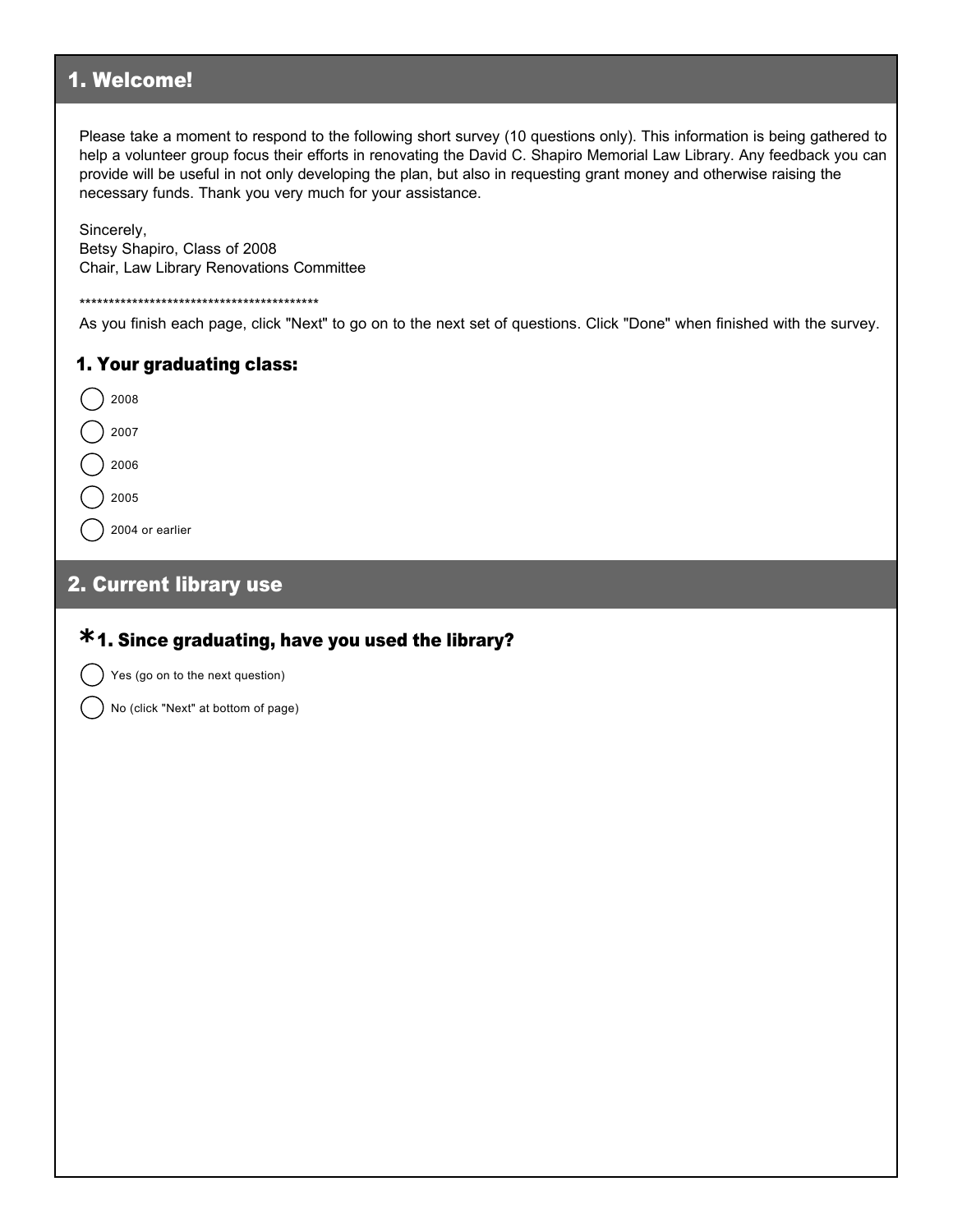## 1. Welcome!

Please take a moment to respond to the following short survey (10 questions only). This information is being gathered to help a volunteer group focus their efforts in renovating the David C. Shapiro Memorial Law Library. Any feedback you can provide will be useful in not only developing the plan, but also in requesting grant money and otherwise raising the necessary funds. Thank you very much for your assistance.

Sincerely,
Betsy Shapiro, Class of 2008
Chair, Law Library Renovations Committee

******************************************
As you finish each page, click "Next" to go on to the next set of questions. Click "Done" when finished with the survey.

### 1. Your graduating class:

- ◯ 2008
- ◯ 2007
- ◯ 2006
- ◯ 2005
- ◯ 2004 or earlier

## 2. Current library use

### *1. Since graduating, have you used the library?

- ◯ Yes (go on to the next question)
- ◯ No (click "Next" at bottom of page)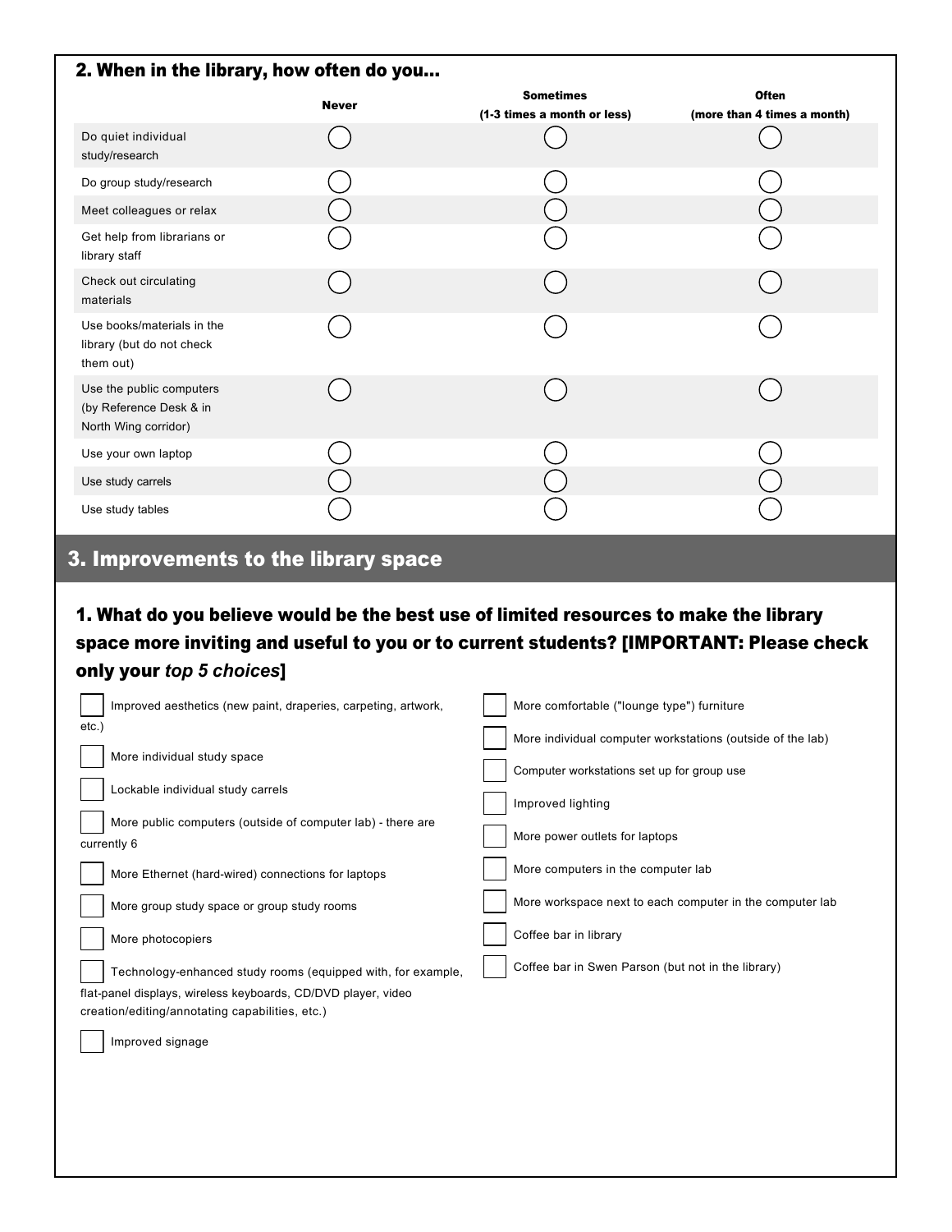## 2. When in the library, how often do you...

| | Never | Sometimes (1-3 times a month or less) | Often (more than 4 times a month) |
|---|---|---|---|
| Do quiet individual study/research | ◯ | ◯ | ◯ |
| Do group study/research | ◯ | ◯ | ◯ |
| Meet colleagues or relax | ◯ | ◯ | ◯ |
| Get help from librarians or library staff | ◯ | ◯ | ◯ |
| Check out circulating materials | ◯ | ◯ | ◯ |
| Use books/materials in the library (but do not check them out) | ◯ | ◯ | ◯ |
| Use the public computers (by Reference Desk & in North Wing corridor) | ◯ | ◯ | ◯ |
| Use your own laptop | ◯ | ◯ | ◯ |
| Use study carrels | ◯ | ◯ | ◯ |
| Use study tables | ◯ | ◯ | ◯ |

# 3. Improvements to the library space

## 1. What do you believe would be the best use of limited resources to make the library space more inviting and useful to you or to current students? [IMPORTANT: Please check only your *top 5 choices*]

- [ ] Improved aesthetics (new paint, draperies, carpeting, artwork, etc.)
- [ ] More individual study space
- [ ] Lockable individual study carrels
- [ ] More public computers (outside of computer lab) - there are currently 6
- [ ] More Ethernet (hard-wired) connections for laptops
- [ ] More group study space or group study rooms
- [ ] More photocopiers
- [ ] Technology-enhanced study rooms (equipped with, for example, flat-panel displays, wireless keyboards, CD/DVD player, video creation/editing/annotating capabilities, etc.)
- [ ] Improved signage
- [ ] More comfortable ("lounge type") furniture
- [ ] More individual computer workstations (outside of the lab)
- [ ] Computer workstations set up for group use
- [ ] Improved lighting
- [ ] More power outlets for laptops
- [ ] More computers in the computer lab
- [ ] More workspace next to each computer in the computer lab
- [ ] Coffee bar in library
- [ ] Coffee bar in Swen Parson (but not in the library)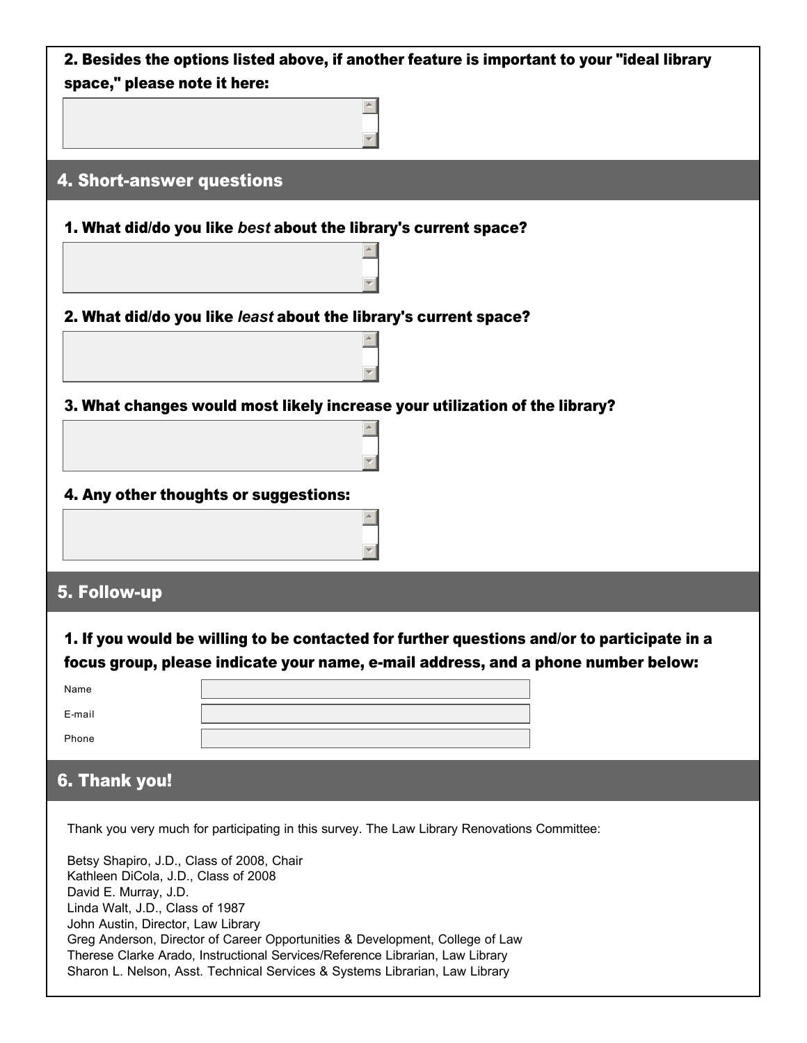**2. Besides the options listed above, if another feature is important to your "ideal library space," please note it here:**

## 4. Short-answer questions

**1. What did/do you like *best* about the library's current space?**

**2. What did/do you like *least* about the library's current space?**

**3. What changes would most likely increase your utilization of the library?**

**4. Any other thoughts or suggestions:**

## 5. Follow-up

**1. If you would be willing to be contacted for further questions and/or to participate in a focus group, please indicate your name, e-mail address, and a phone number below:**

Name

E-mail

Phone

## 6. Thank you!

Thank you very much for participating in this survey. The Law Library Renovations Committee:

Betsy Shapiro, J.D., Class of 2008, Chair
Kathleen DiCola, J.D., Class of 2008
David E. Murray, J.D.
Linda Walt, J.D., Class of 1987
John Austin, Director, Law Library
Greg Anderson, Director of Career Opportunities & Development, College of Law
Therese Clarke Arado, Instructional Services/Reference Librarian, Law Library
Sharon L. Nelson, Asst. Technical Services & Systems Librarian, Law Library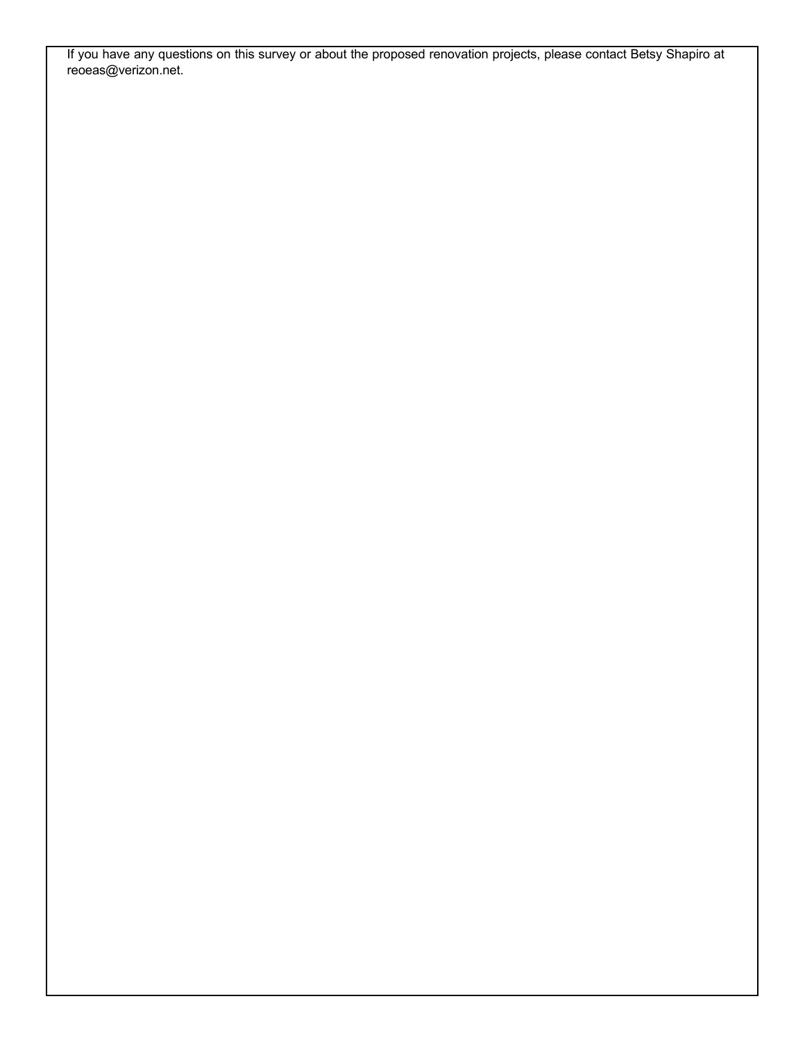If you have any questions on this survey or about the proposed renovation projects, please contact Betsy Shapiro at reoeas@verizon.net.